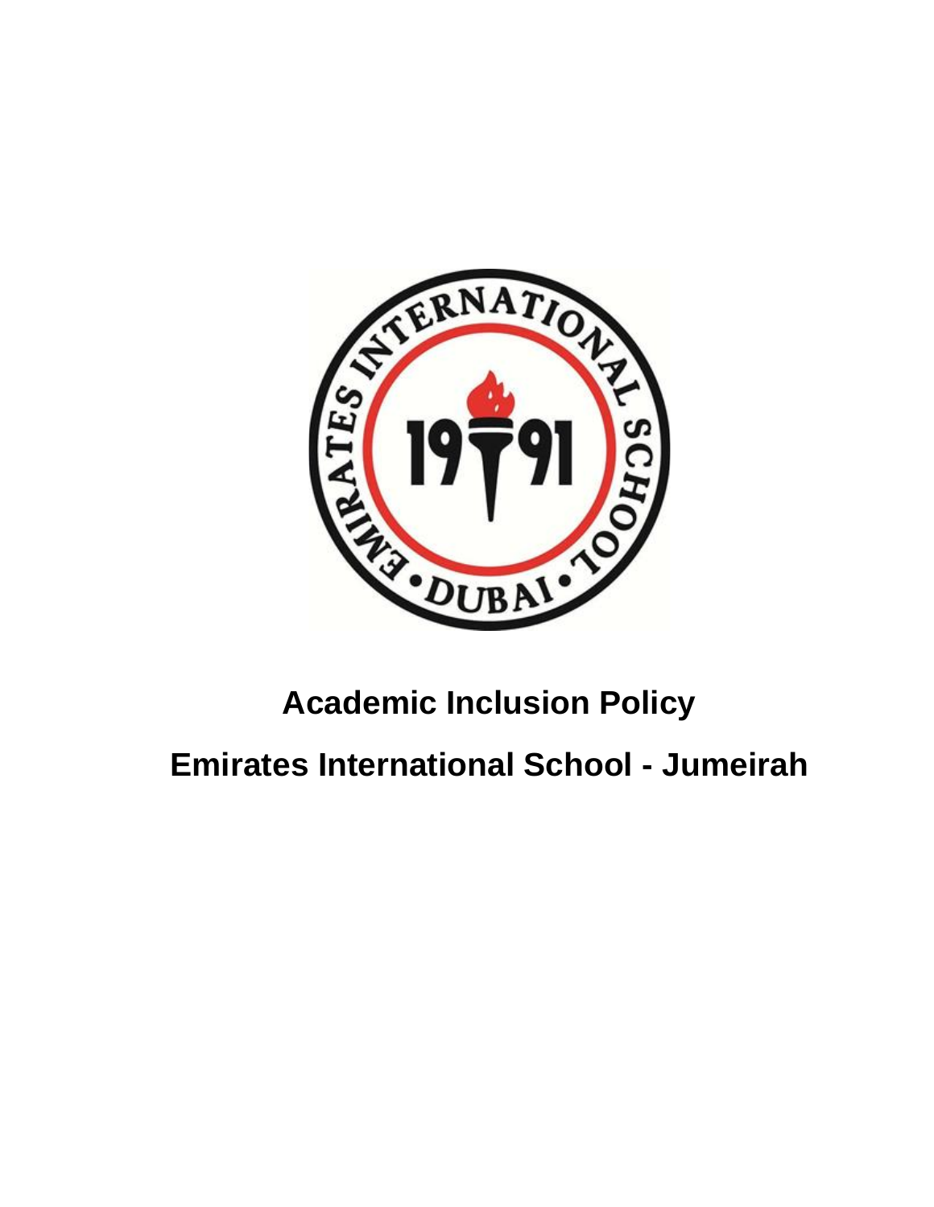# Academic Inclusion Policy

# Emirates International School - Jumeirah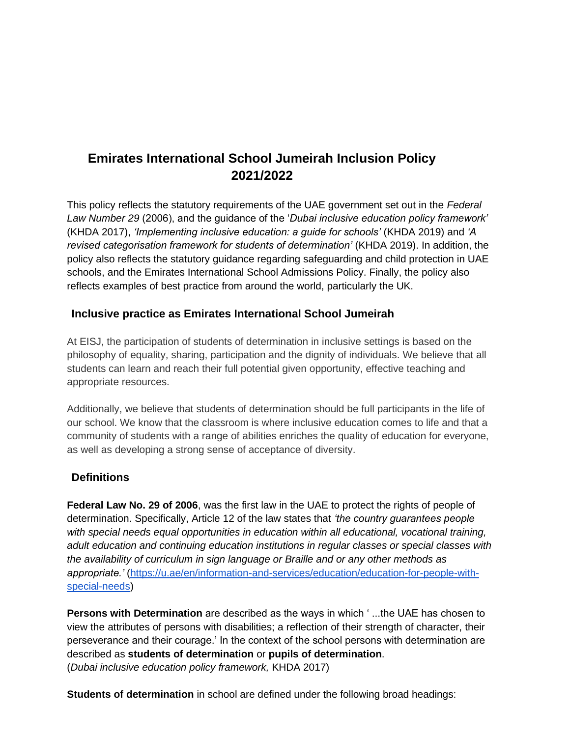# Emirates International School Jumeirah Inclusion Policy 2021/2022

This policy reflects the statutory requirements of the UAE government set out in the *Federal Law Number 29* (2006), and the guidance of the '*Dubai inclusive education policy framework'* (KHDA 2017), *'Implementing inclusive education: a guide for schools'* (KHDA 2019) and *'A revised categorisation framework for students of determination'* (KHDA 2019). In addition, the policy also reflects the statutory guidance regarding safeguarding and child protection in UAE schools, and the Emirates International School Admissions Policy. Finally, the policy also reflects examples of best practice from around the world, particularly the UK.

## Inclusive practice as Emirates International School Jumeirah

At EISJ, the participation of students of determination in inclusive settings is based on the philosophy of equality, sharing, participation and the dignity of individuals. We believe that all students can learn and reach their full potential given opportunity, effective teaching and appropriate resources.

Additionally, we believe that students of determination should be full participants in the life of our school. We know that the classroom is where inclusive education comes to life and that a community of students with a range of abilities enriches the quality of education for everyone, as well as developing a strong sense of acceptance of diversity.

## Definitions

**Federal Law No. 29 of 2006**, was the first law in the UAE to protect the rights of people of determination. Specifically, Article 12 of the law states that *'the country guarantees people with special needs equal opportunities in education within all educational, vocational training, adult education and continuing education institutions in regular classes or special classes with the availability of curriculum in sign language or Braille and or any other methods as appropriate.'* ([https://u.ae/en/information-and-services/education/education-for-people-with-special-needs](https://u.ae/en/information-and-services/education/education-for-people-with-special-needs))

**Persons with Determination** are described as the ways in which ' ...the UAE has chosen to view the attributes of persons with disabilities; a reflection of their strength of character, their perseverance and their courage.' In the context of the school persons with determination are described as **students of determination** or **pupils of determination**.
(*Dubai inclusive education policy framework,* KHDA 2017)

**Students of determination** in school are defined under the following broad headings: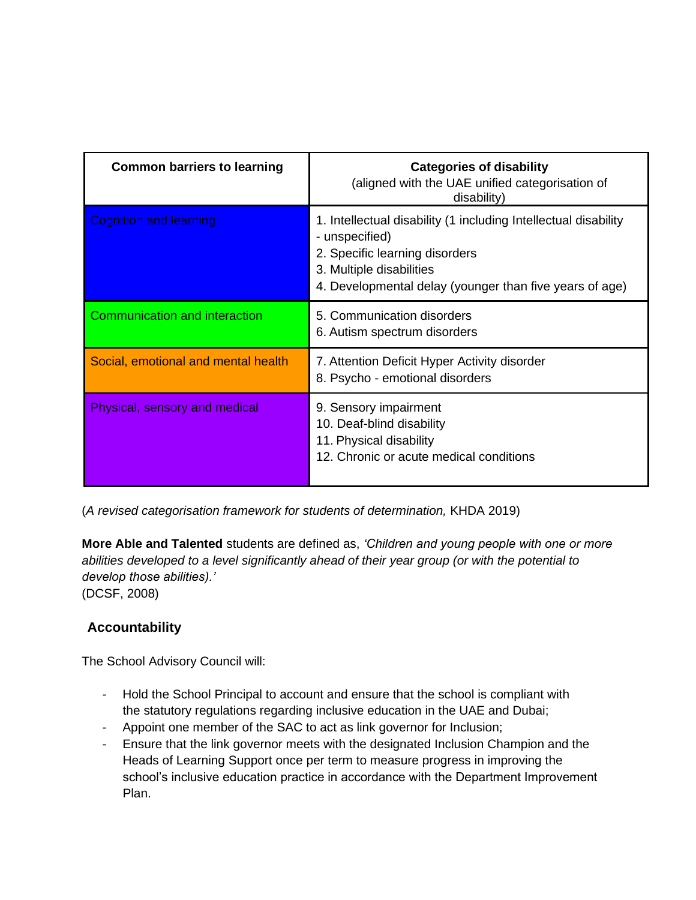| **Common barriers to learning** | **Categories of disability** (aligned with the UAE unified categorisation of disability) |
|---|---|
| Cognition and learning | 1. Intellectual disability (1 including Intellectual disability - unspecified)<br>2. Specific learning disorders<br>3. Multiple disabilities<br>4. Developmental delay (younger than five years of age) |
| Communication and interaction | 5. Communication disorders<br>6. Autism spectrum disorders |
| Social, emotional and mental health | 7. Attention Deficit Hyper Activity disorder<br>8. Psycho - emotional disorders |
| Physical, sensory and medical | 9. Sensory impairment<br>10. Deaf-blind disability<br>11. Physical disability<br>12. Chronic or acute medical conditions |

(*A revised categorisation framework for students of determination,* KHDA 2019)

**More Able and Talented** students are defined as, *'Children and young people with one or more abilities developed to a level significantly ahead of their year group (or with the potential to develop those abilities).'*
(DCSF, 2008)

## Accountability

The School Advisory Council will:

- Hold the School Principal to account and ensure that the school is compliant with the statutory regulations regarding inclusive education in the UAE and Dubai;
- Appoint one member of the SAC to act as link governor for Inclusion;
- Ensure that the link governor meets with the designated Inclusion Champion and the Heads of Learning Support once per term to measure progress in improving the school's inclusive education practice in accordance with the Department Improvement Plan.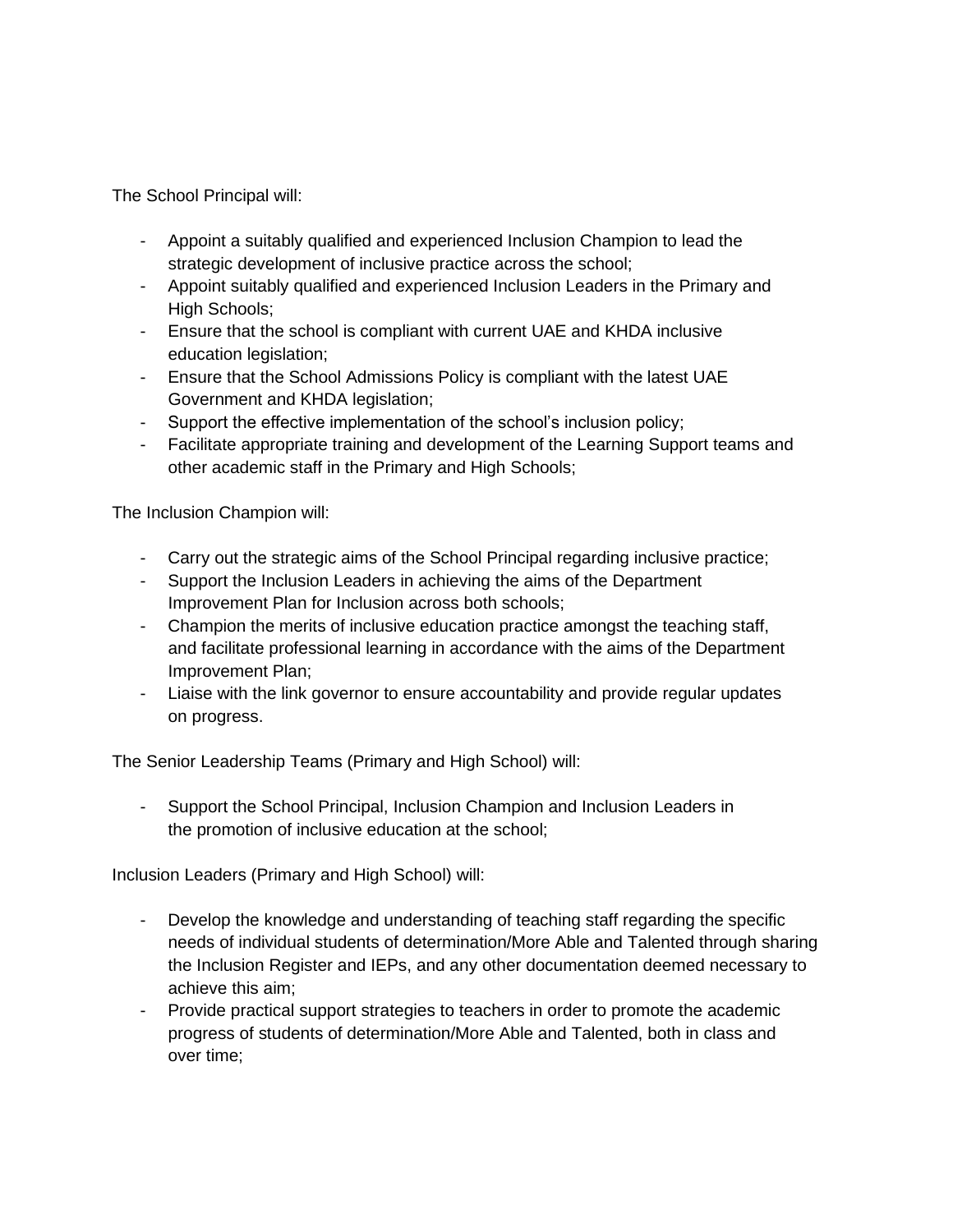The School Principal will:

- Appoint a suitably qualified and experienced Inclusion Champion to lead the strategic development of inclusive practice across the school;
- Appoint suitably qualified and experienced Inclusion Leaders in the Primary and High Schools;
- Ensure that the school is compliant with current UAE and KHDA inclusive education legislation;
- Ensure that the School Admissions Policy is compliant with the latest UAE Government and KHDA legislation;
- Support the effective implementation of the school's inclusion policy;
- Facilitate appropriate training and development of the Learning Support teams and other academic staff in the Primary and High Schools;

The Inclusion Champion will:

- Carry out the strategic aims of the School Principal regarding inclusive practice;
- Support the Inclusion Leaders in achieving the aims of the Department Improvement Plan for Inclusion across both schools;
- Champion the merits of inclusive education practice amongst the teaching staff, and facilitate professional learning in accordance with the aims of the Department Improvement Plan;
- Liaise with the link governor to ensure accountability and provide regular updates on progress.

The Senior Leadership Teams (Primary and High School) will:

- Support the School Principal, Inclusion Champion and Inclusion Leaders in the promotion of inclusive education at the school;

Inclusion Leaders (Primary and High School) will:

- Develop the knowledge and understanding of teaching staff regarding the specific needs of individual students of determination/More Able and Talented through sharing the Inclusion Register and IEPs, and any other documentation deemed necessary to achieve this aim;
- Provide practical support strategies to teachers in order to promote the academic progress of students of determination/More Able and Talented, both in class and over time;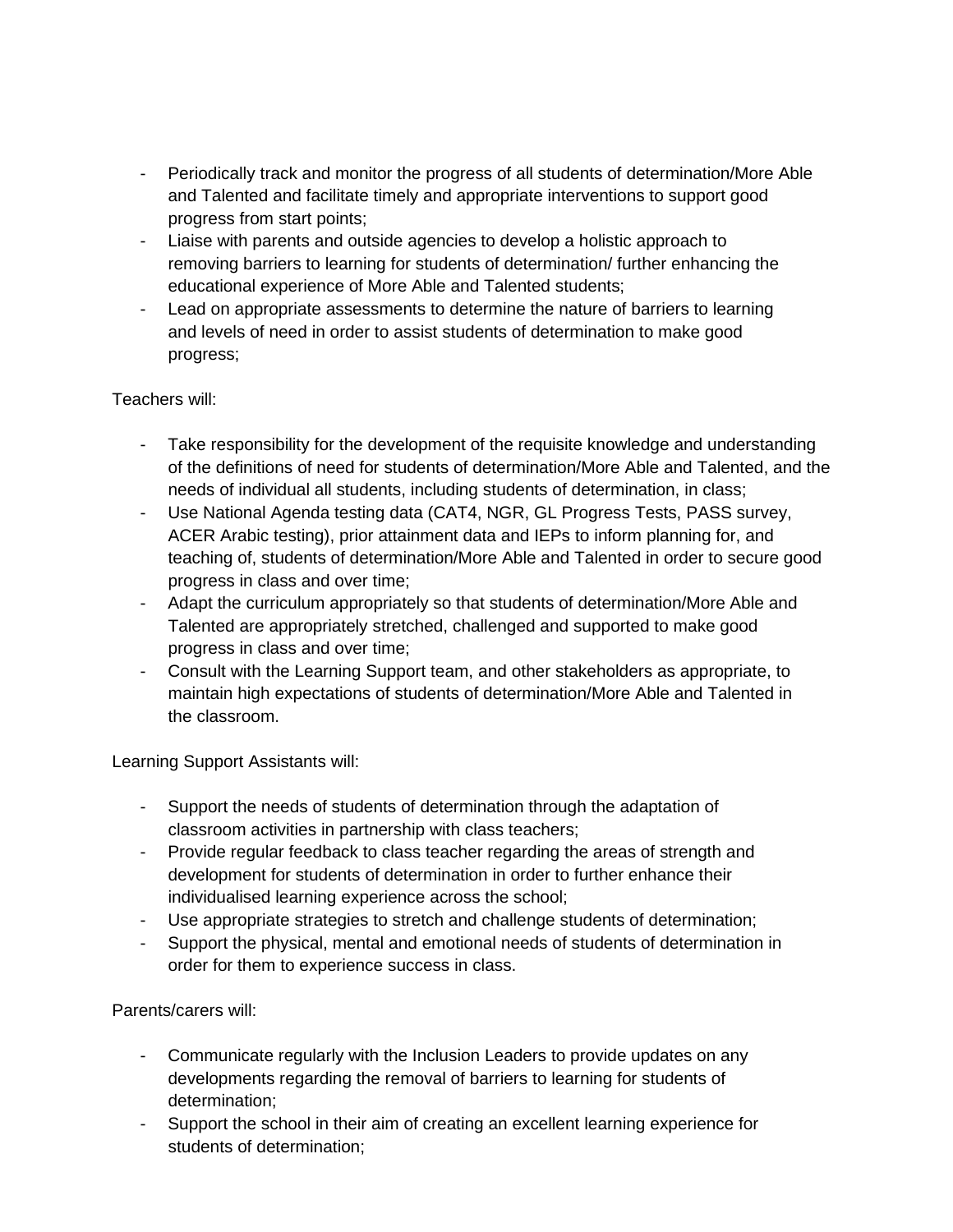- Periodically track and monitor the progress of all students of determination/More Able and Talented and facilitate timely and appropriate interventions to support good progress from start points;
- Liaise with parents and outside agencies to develop a holistic approach to removing barriers to learning for students of determination/ further enhancing the educational experience of More Able and Talented students;
- Lead on appropriate assessments to determine the nature of barriers to learning and levels of need in order to assist students of determination to make good progress;

Teachers will:

- Take responsibility for the development of the requisite knowledge and understanding of the definitions of need for students of determination/More Able and Talented, and the needs of individual all students, including students of determination, in class;
- Use National Agenda testing data (CAT4, NGR, GL Progress Tests, PASS survey, ACER Arabic testing), prior attainment data and IEPs to inform planning for, and teaching of, students of determination/More Able and Talented in order to secure good progress in class and over time;
- Adapt the curriculum appropriately so that students of determination/More Able and Talented are appropriately stretched, challenged and supported to make good progress in class and over time;
- Consult with the Learning Support team, and other stakeholders as appropriate, to maintain high expectations of students of determination/More Able and Talented in the classroom.

Learning Support Assistants will:

- Support the needs of students of determination through the adaptation of classroom activities in partnership with class teachers;
- Provide regular feedback to class teacher regarding the areas of strength and development for students of determination in order to further enhance their individualised learning experience across the school;
- Use appropriate strategies to stretch and challenge students of determination;
- Support the physical, mental and emotional needs of students of determination in order for them to experience success in class.

Parents/carers will:

- Communicate regularly with the Inclusion Leaders to provide updates on any developments regarding the removal of barriers to learning for students of determination;
- Support the school in their aim of creating an excellent learning experience for students of determination;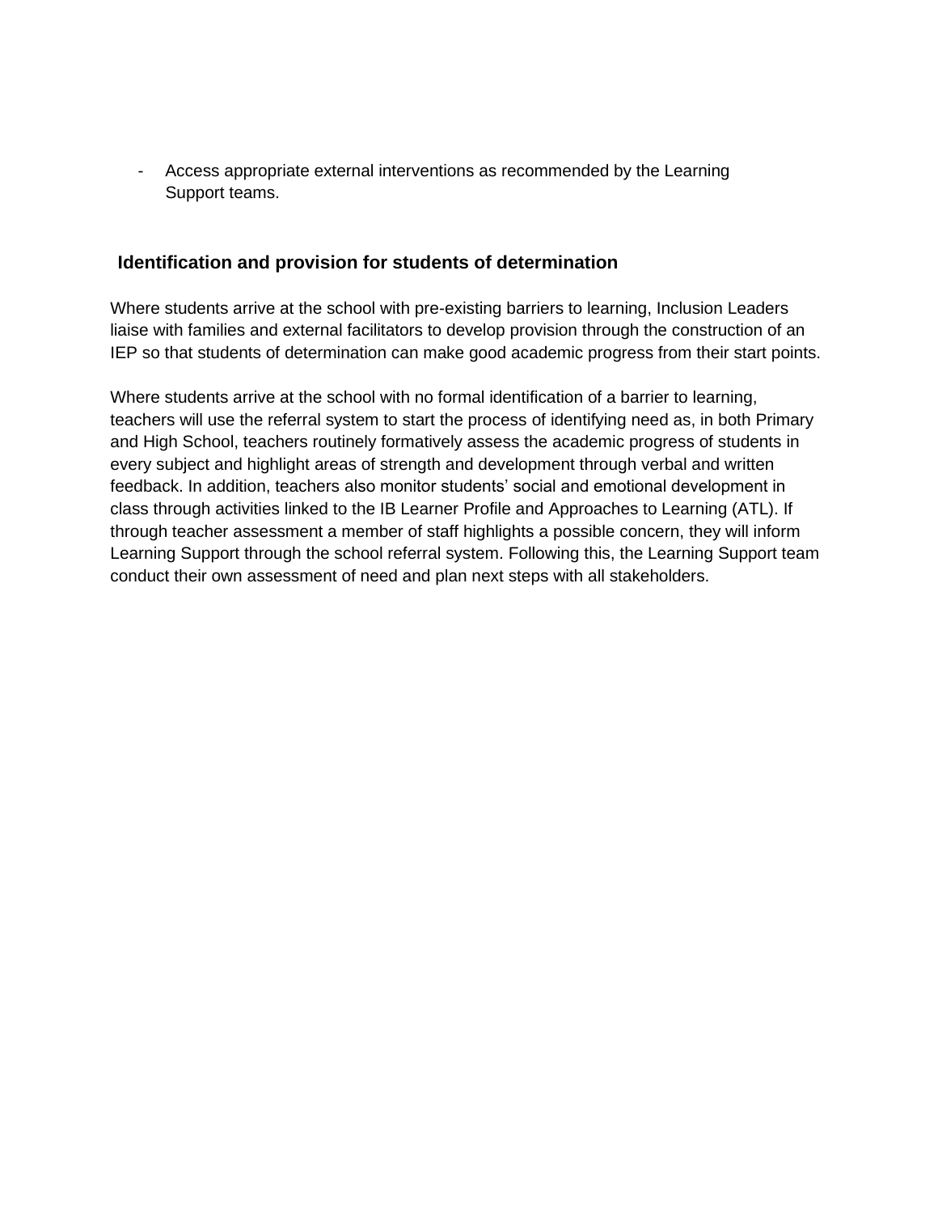- Access appropriate external interventions as recommended by the Learning Support teams.

## Identification and provision for students of determination

Where students arrive at the school with pre-existing barriers to learning, Inclusion Leaders liaise with families and external facilitators to develop provision through the construction of an IEP so that students of determination can make good academic progress from their start points.

Where students arrive at the school with no formal identification of a barrier to learning, teachers will use the referral system to start the process of identifying need as, in both Primary and High School, teachers routinely formatively assess the academic progress of students in every subject and highlight areas of strength and development through verbal and written feedback. In addition, teachers also monitor students' social and emotional development in class through activities linked to the IB Learner Profile and Approaches to Learning (ATL). If through teacher assessment a member of staff highlights a possible concern, they will inform Learning Support through the school referral system. Following this, the Learning Support team conduct their own assessment of need and plan next steps with all stakeholders.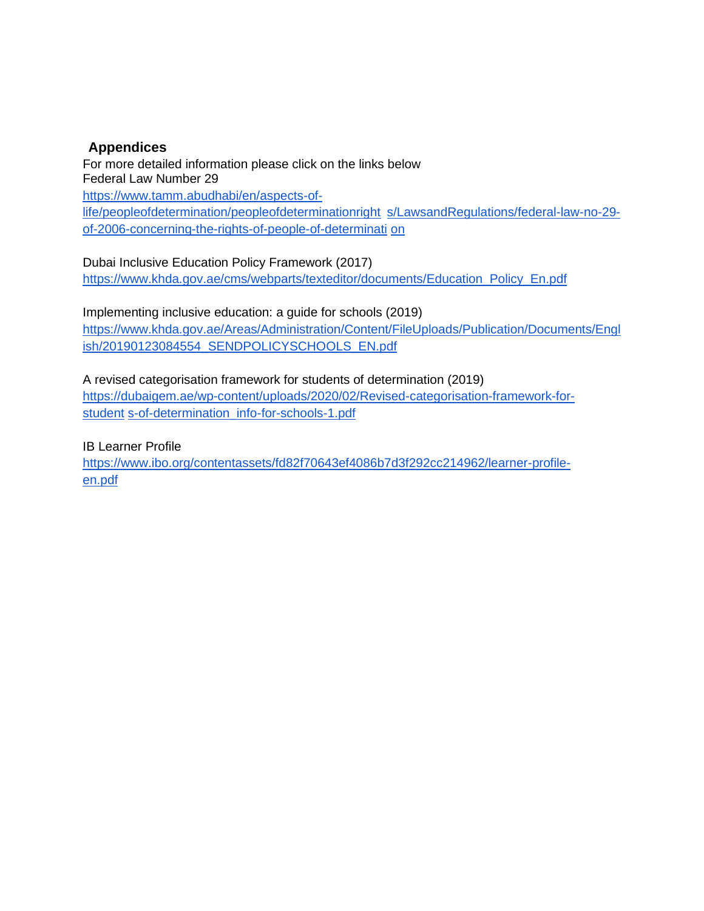## Appendices

For more detailed information please click on the links below

Federal Law Number 29

https://www.tamm.abudhabi/en/aspects-of-life/peopleofdetermination/peopleofdeterminationrights/LawsandRegulations/federal-law-no-29-of-2006-concerning-the-rights-of-people-of-determination

Dubai Inclusive Education Policy Framework (2017)

https://www.khda.gov.ae/cms/webparts/texteditor/documents/Education_Policy_En.pdf

Implementing inclusive education: a guide for schools (2019)

https://www.khda.gov.ae/Areas/Administration/Content/FileUploads/Publication/Documents/English/20190123084554_SENDPOLICYSCHOOLS_EN.pdf

A revised categorisation framework for students of determination (2019)

https://dubaigem.ae/wp-content/uploads/2020/02/Revised-categorisation-framework-for-students-of-determination_info-for-schools-1.pdf

IB Learner Profile

https://www.ibo.org/contentassets/fd82f70643ef4086b7d3f292cc214962/learner-profile-en.pdf